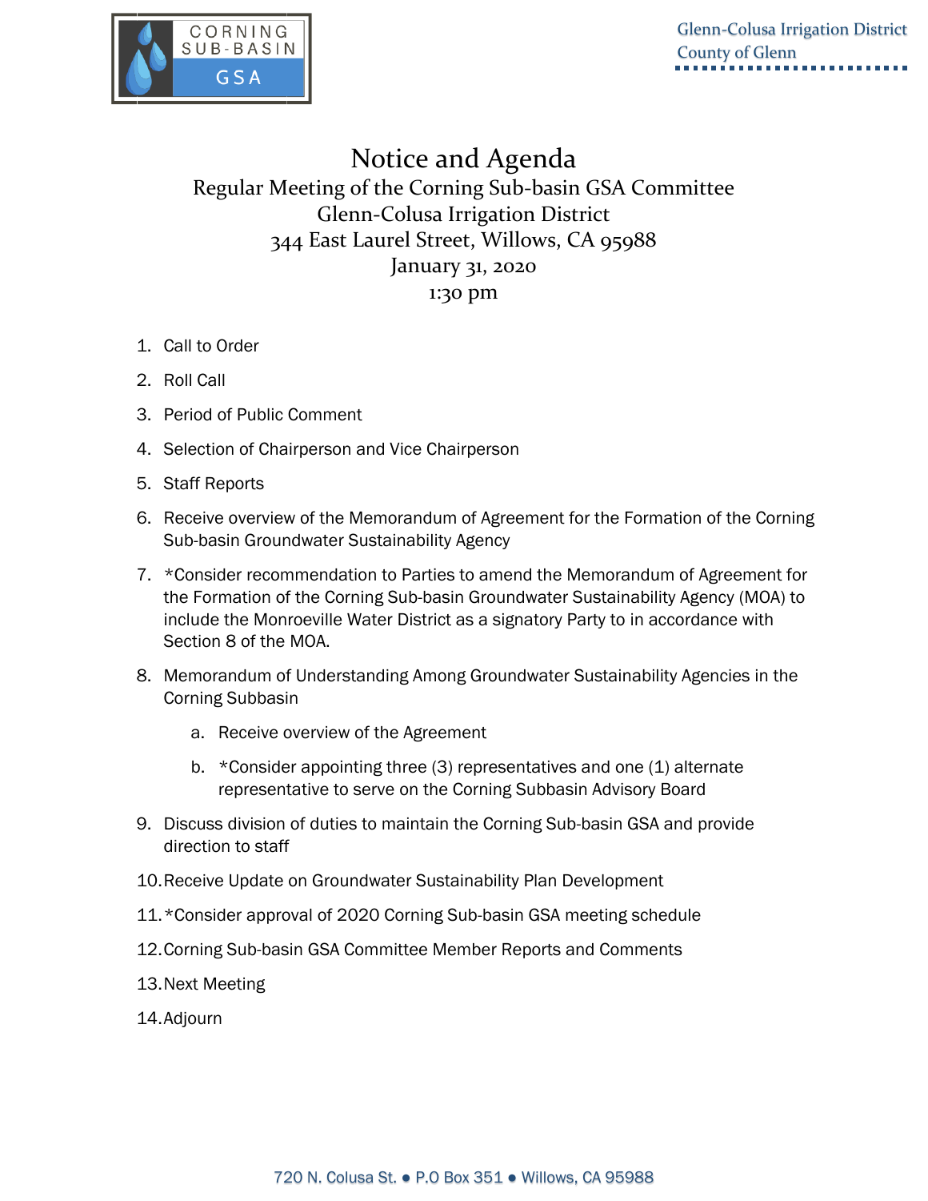CORNING SUB-BASIN GSA

Glenn-Colusa Irrigation District
County of Glenn

# Notice and Agenda

Regular Meeting of the Corning Sub-basin GSA Committee
Glenn-Colusa Irrigation District
344 East Laurel Street, Willows, CA 95988
January 31, 2020
1:30 pm

1. Call to Order
2. Roll Call
3. Period of Public Comment
4. Selection of Chairperson and Vice Chairperson
5. Staff Reports
6. Receive overview of the Memorandum of Agreement for the Formation of the Corning Sub-basin Groundwater Sustainability Agency
7. *Consider recommendation to Parties to amend the Memorandum of Agreement for the Formation of the Corning Sub-basin Groundwater Sustainability Agency (MOA) to include the Monroeville Water District as a signatory Party to in accordance with Section 8 of the MOA.
8. Memorandum of Understanding Among Groundwater Sustainability Agencies in the Corning Subbasin
   a. Receive overview of the Agreement
   b. *Consider appointing three (3) representatives and one (1) alternate representative to serve on the Corning Subbasin Advisory Board
9. Discuss division of duties to maintain the Corning Sub-basin GSA and provide direction to staff
10. Receive Update on Groundwater Sustainability Plan Development
11. *Consider approval of 2020 Corning Sub-basin GSA meeting schedule
12. Corning Sub-basin GSA Committee Member Reports and Comments
13. Next Meeting
14. Adjourn

720 N. Colusa St. ● P.O Box 351 ● Willows, CA 95988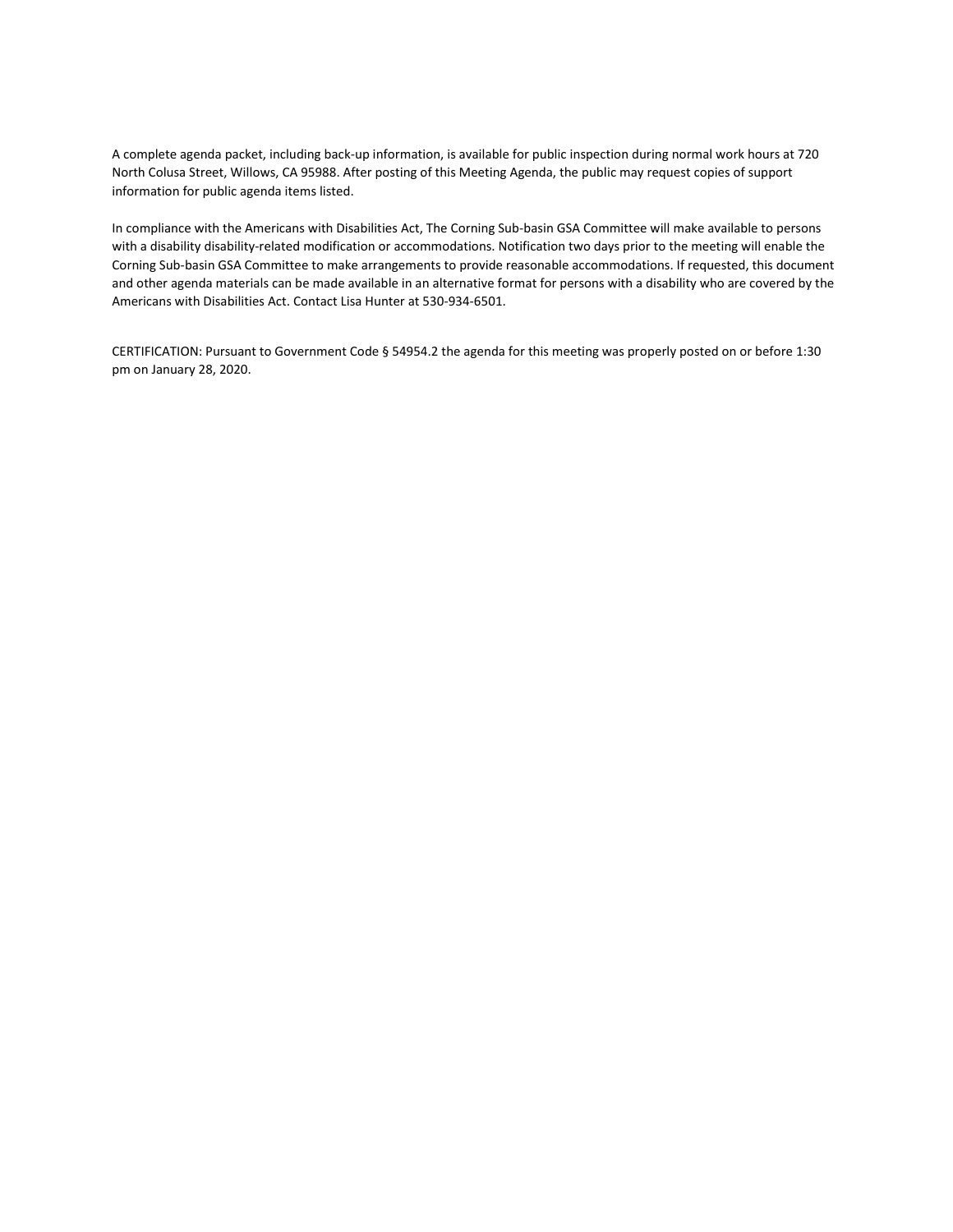A complete agenda packet, including back-up information, is available for public inspection during normal work hours at 720 North Colusa Street, Willows, CA 95988. After posting of this Meeting Agenda, the public may request copies of support information for public agenda items listed.

In compliance with the Americans with Disabilities Act, The Corning Sub-basin GSA Committee will make available to persons with a disability disability-related modification or accommodations. Notification two days prior to the meeting will enable the Corning Sub-basin GSA Committee to make arrangements to provide reasonable accommodations. If requested, this document and other agenda materials can be made available in an alternative format for persons with a disability who are covered by the Americans with Disabilities Act. Contact Lisa Hunter at 530-934-6501.

CERTIFICATION: Pursuant to Government Code § 54954.2 the agenda for this meeting was properly posted on or before 1:30 pm on January 28, 2020.